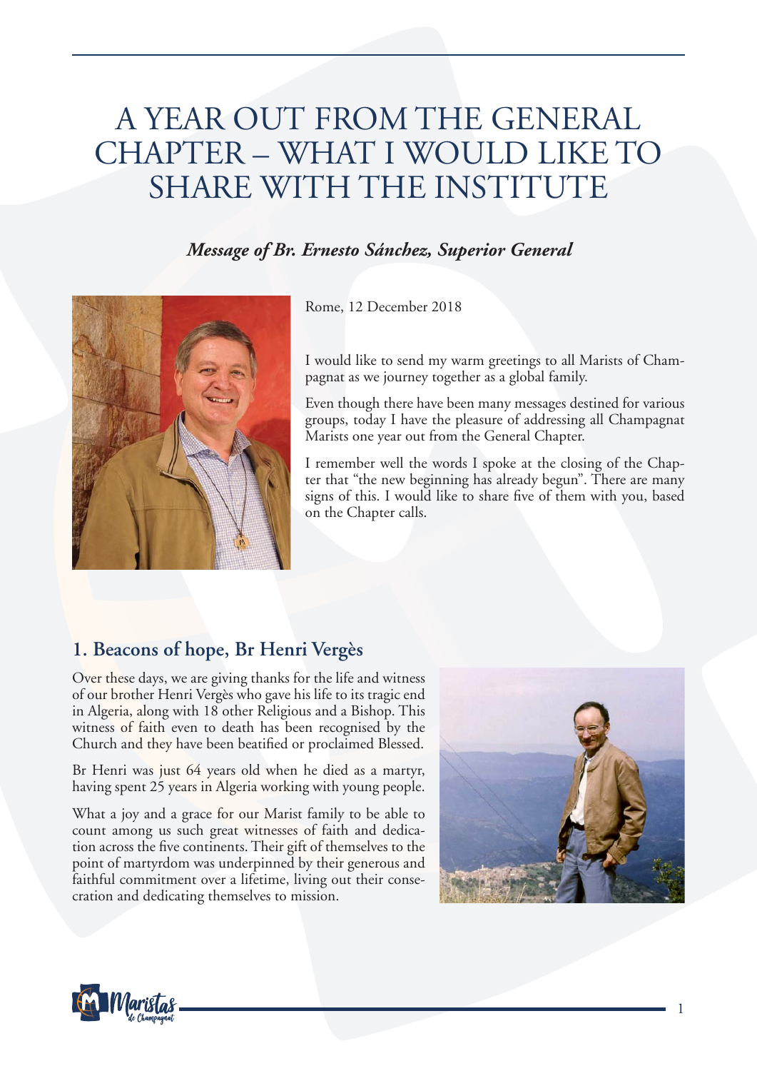# A YEAR OUT FROM THE GENERAL CHAPTER – WHAT I WOULD LIKE TO SHARE WITH THE INSTITUTE

***Message of Br. Ernesto Sánchez, Superior General***

Rome, 12 December 2018

I would like to send my warm greetings to all Marists of Champagnat as we journey together as a global family.

Even though there have been many messages destined for various groups, today I have the pleasure of addressing all Champagnat Marists one year out from the General Chapter.

I remember well the words I spoke at the closing of the Chapter that "the new beginning has already begun". There are many signs of this. I would like to share five of them with you, based on the Chapter calls.

## 1. Beacons of hope, Br Henri Vergès

Over these days, we are giving thanks for the life and witness of our brother Henri Vergès who gave his life to its tragic end in Algeria, along with 18 other Religious and a Bishop. This witness of faith even to death has been recognised by the Church and they have been beatified or proclaimed Blessed.

Br Henri was just 64 years old when he died as a martyr, having spent 25 years in Algeria working with young people.

What a joy and a grace for our Marist family to be able to count among us such great witnesses of faith and dedication across the five continents. Their gift of themselves to the point of martyrdom was underpinned by their generous and faithful commitment over a lifetime, living out their consecration and dedicating themselves to mission.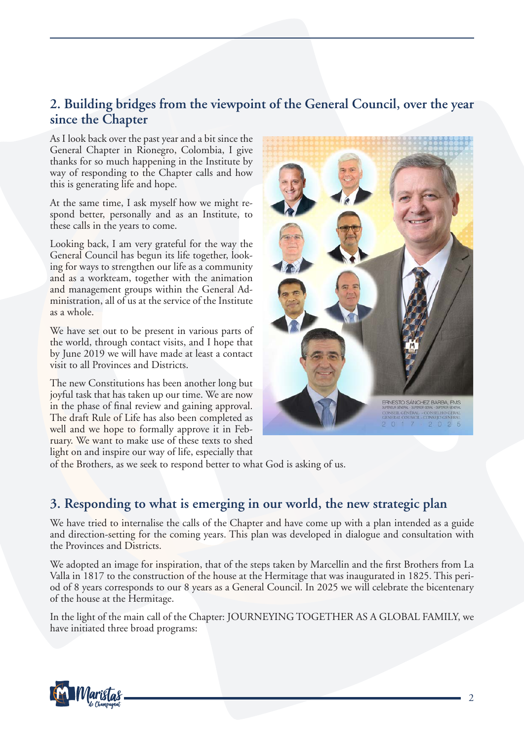## 2. Building bridges from the viewpoint of the General Council, over the year since the Chapter

As I look back over the past year and a bit since the General Chapter in Rionegro, Colombia, I give thanks for so much happening in the Institute by way of responding to the Chapter calls and how this is generating life and hope.

At the same time, I ask myself how we might respond better, personally and as an Institute, to these calls in the years to come.

Looking back, I am very grateful for the way the General Council has begun its life together, looking for ways to strengthen our life as a community and as a workteam, together with the animation and management groups within the General Administration, all of us at the service of the Institute as a whole.

We have set out to be present in various parts of the world, through contact visits, and I hope that by June 2019 we will have made at least a contact visit to all Provinces and Districts.

The new Constitutions has been another long but joyful task that has taken up our time. We are now in the phase of final review and gaining approval. The draft Rule of Life has also been completed as well and we hope to formally approve it in February. We want to make use of these texts to shed light on and inspire our way of life, especially that of the Brothers, as we seek to respond better to what God is asking of us.

## 3. Responding to what is emerging in our world, the new strategic plan

We have tried to internalise the calls of the Chapter and have come up with a plan intended as a guide and direction-setting for the coming years. This plan was developed in dialogue and consultation with the Provinces and Districts.

We adopted an image for inspiration, that of the steps taken by Marcellin and the first Brothers from La Valla in 1817 to the construction of the house at the Hermitage that was inaugurated in 1825. This period of 8 years corresponds to our 8 years as a General Council. In 2025 we will celebrate the bicentenary of the house at the Hermitage.

In the light of the main call of the Chapter: JOURNEYING TOGETHER AS A GLOBAL FAMILY, we have initiated three broad programs: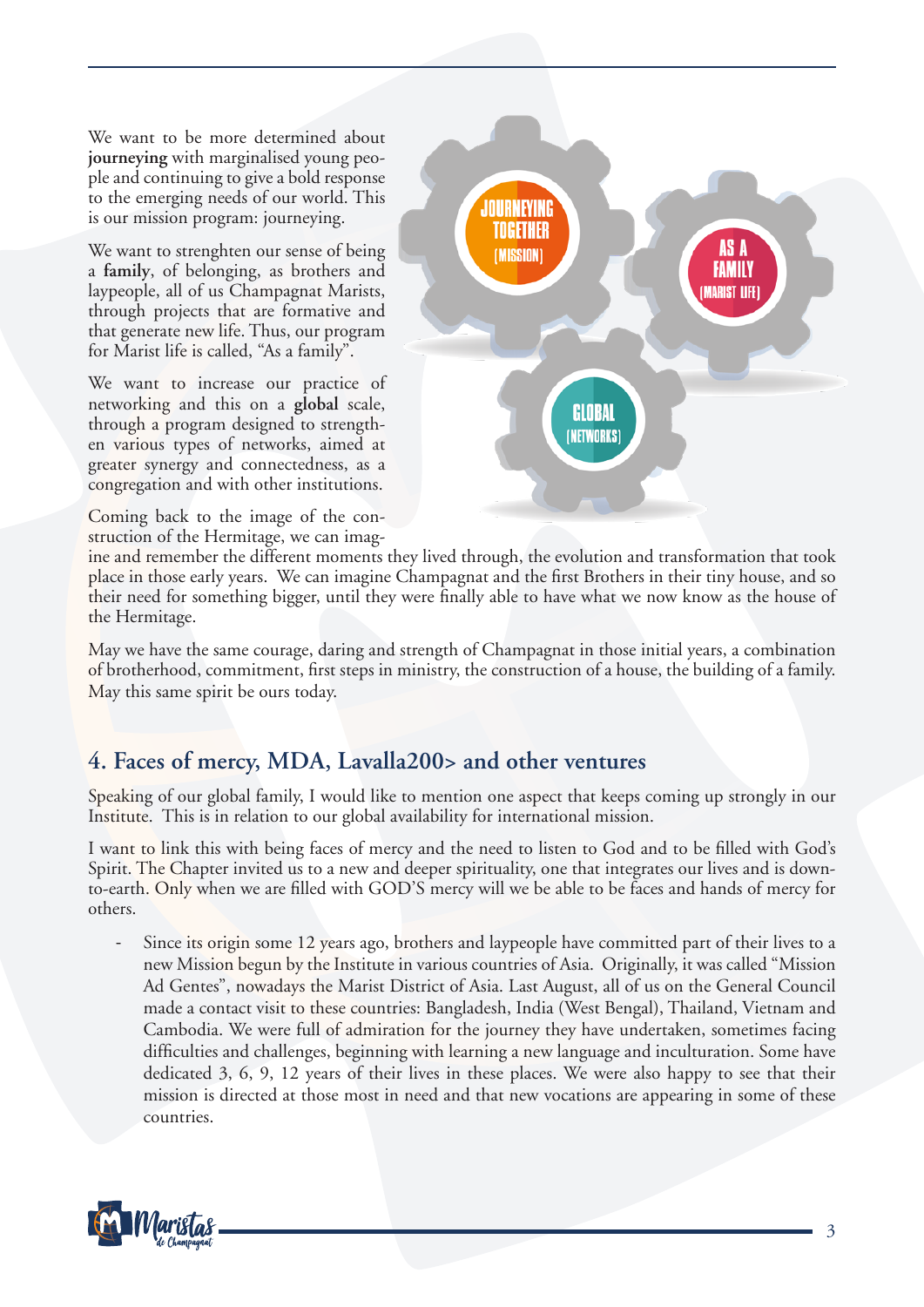We want to be more determined about **journeying** with marginalised young people and continuing to give a bold response to the emerging needs of our world. This is our mission program: journeying.

We want to strenghten our sense of being a **family**, of belonging, as brothers and laypeople, all of us Champagnat Marists, through projects that are formative and that generate new life. Thus, our program for Marist life is called, "As a family".

We want to increase our practice of networking and this on a **global** scale, through a program designed to strengthen various types of networks, aimed at greater synergy and connectedness, as a congregation and with other institutions.

JOURNEYING TOGETHER (MISSION)

AS A FAMILY (MARIST LIFE)

GLOBAL (NETWORKS)

Coming back to the image of the construction of the Hermitage, we can imagine and remember the different moments they lived through, the evolution and transformation that took place in those early years. We can imagine Champagnat and the first Brothers in their tiny house, and so their need for something bigger, until they were finally able to have what we now know as the house of the Hermitage.

May we have the same courage, daring and strength of Champagnat in those initial years, a combination of brotherhood, commitment, first steps in ministry, the construction of a house, the building of a family. May this same spirit be ours today.

## 4. Faces of mercy, MDA, Lavalla200> and other ventures

Speaking of our global family, I would like to mention one aspect that keeps coming up strongly in our Institute. This is in relation to our global availability for international mission.

I want to link this with being faces of mercy and the need to listen to God and to be filled with God's Spirit. The Chapter invited us to a new and deeper spirituality, one that integrates our lives and is down-to-earth. Only when we are filled with GOD'S mercy will we be able to be faces and hands of mercy for others.

- Since its origin some 12 years ago, brothers and laypeople have committed part of their lives to a new Mission begun by the Institute in various countries of Asia. Originally, it was called "Mission Ad Gentes", nowadays the Marist District of Asia. Last August, all of us on the General Council made a contact visit to these countries: Bangladesh, India (West Bengal), Thailand, Vietnam and Cambodia. We were full of admiration for the journey they have undertaken, sometimes facing difficulties and challenges, beginning with learning a new language and inculturation. Some have dedicated 3, 6, 9, 12 years of their lives in these places. We were also happy to see that their mission is directed at those most in need and that new vocations are appearing in some of these countries.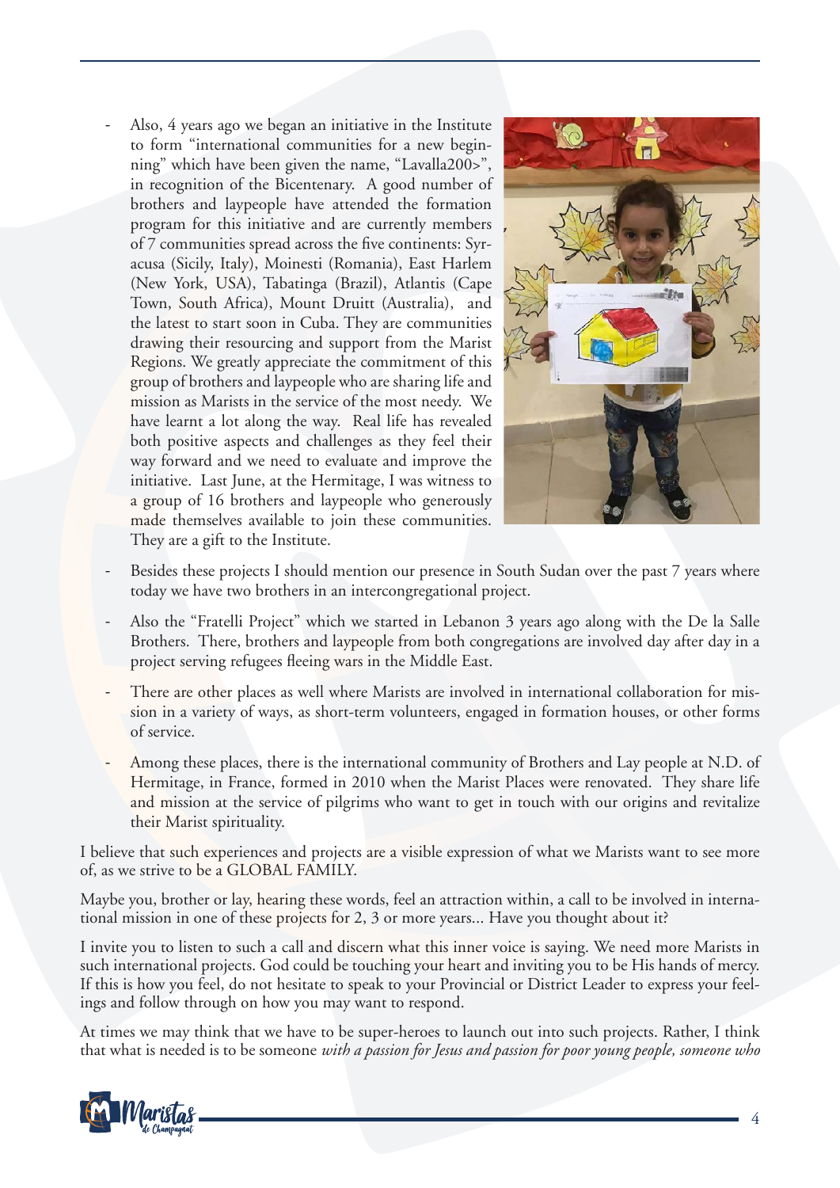- Also, 4 years ago we began an initiative in the Institute to form "international communities for a new beginning" which have been given the name, "Lavalla200>", in recognition of the Bicentenary. A good number of brothers and laypeople have attended the formation program for this initiative and are currently members of 7 communities spread across the five continents: Syracusa (Sicily, Italy), Moinesti (Romania), East Harlem (New York, USA), Tabatinga (Brazil), Atlantis (Cape Town, South Africa), Mount Druitt (Australia), and the latest to start soon in Cuba. They are communities drawing their resourcing and support from the Marist Regions. We greatly appreciate the commitment of this group of brothers and laypeople who are sharing life and mission as Marists in the service of the most needy. We have learnt a lot along the way. Real life has revealed both positive aspects and challenges as they feel their way forward and we need to evaluate and improve the initiative. Last June, at the Hermitage, I was witness to a group of 16 brothers and laypeople who generously made themselves available to join these communities. They are a gift to the Institute.
- Besides these projects I should mention our presence in South Sudan over the past 7 years where today we have two brothers in an intercongregational project.
- Also the "Fratelli Project" which we started in Lebanon 3 years ago along with the De la Salle Brothers. There, brothers and laypeople from both congregations are involved day after day in a project serving refugees fleeing wars in the Middle East.
- There are other places as well where Marists are involved in international collaboration for mission in a variety of ways, as short-term volunteers, engaged in formation houses, or other forms of service.
- Among these places, there is the international community of Brothers and Lay people at N.D. of Hermitage, in France, formed in 2010 when the Marist Places were renovated. They share life and mission at the service of pilgrims who want to get in touch with our origins and revitalize their Marist spirituality.

I believe that such experiences and projects are a visible expression of what we Marists want to see more of, as we strive to be a GLOBAL FAMILY.

Maybe you, brother or lay, hearing these words, feel an attraction within, a call to be involved in international mission in one of these projects for 2, 3 or more years... Have you thought about it?

I invite you to listen to such a call and discern what this inner voice is saying. We need more Marists in such international projects. God could be touching your heart and inviting you to be His hands of mercy. If this is how you feel, do not hesitate to speak to your Provincial or District Leader to express your feelings and follow through on how you may want to respond.

At times we may think that we have to be super-heroes to launch out into such projects. Rather, I think that what is needed is to be someone *with a passion for Jesus and passion for poor young people, someone who*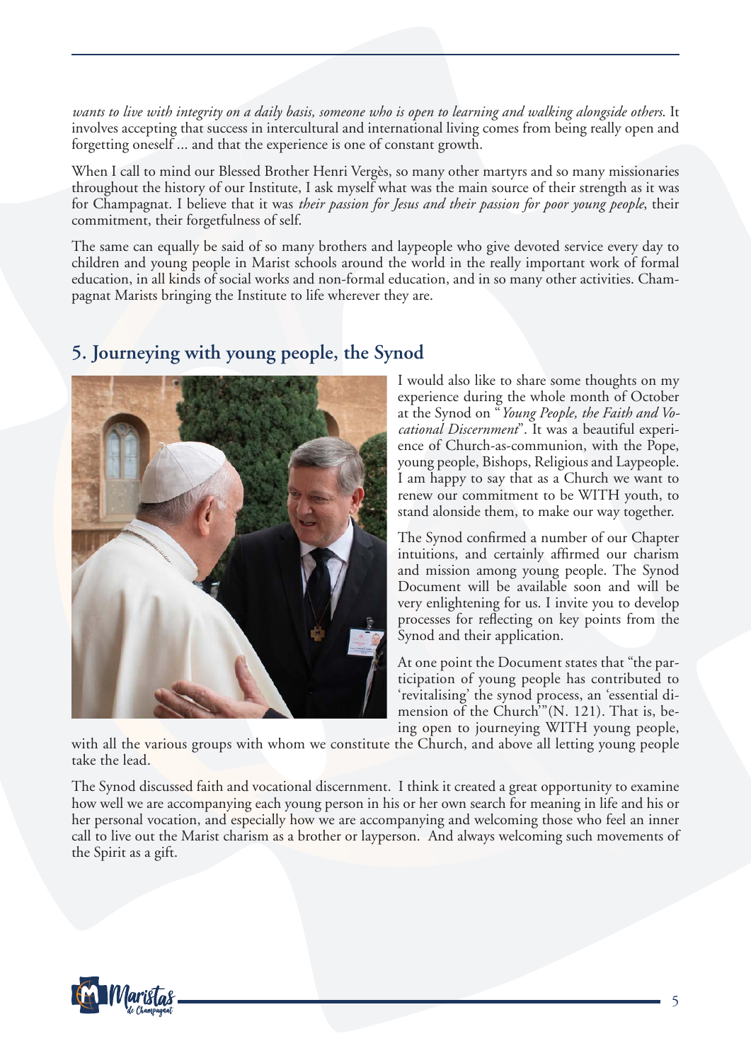*wants to live with integrity on a daily basis, someone who is open to learning and walking alongside others*. It involves accepting that success in intercultural and international living comes from being really open and forgetting oneself ... and that the experience is one of constant growth.

When I call to mind our Blessed Brother Henri Vergès, so many other martyrs and so many missionaries throughout the history of our Institute, I ask myself what was the main source of their strength as it was for Champagnat. I believe that it was *their passion for Jesus and their passion for poor young people*, their commitment, their forgetfulness of self.

The same can equally be said of so many brothers and laypeople who give devoted service every day to children and young people in Marist schools around the world in the really important work of formal education, in all kinds of social works and non-formal education, and in so many other activities. Champagnat Marists bringing the Institute to life wherever they are.

## 5. Journeying with young people, the Synod

I would also like to share some thoughts on my experience during the whole month of October at the Synod on "*Young People, the Faith and Vocational Discernment*". It was a beautiful experience of Church-as-communion, with the Pope, young people, Bishops, Religious and Laypeople. I am happy to say that as a Church we want to renew our commitment to be WITH youth, to stand alonside them, to make our way together.

The Synod confirmed a number of our Chapter intuitions, and certainly affirmed our charism and mission among young people. The Synod Document will be available soon and will be very enlightening for us. I invite you to develop processes for reflecting on key points from the Synod and their application.

At one point the Document states that "the participation of young people has contributed to 'revitalising' the synod process, an 'essential dimension of the Church'"(N. 121). That is, being open to journeying WITH young people, with all the various groups with whom we constitute the Church, and above all letting young people take the lead.

The Synod discussed faith and vocational discernment. I think it created a great opportunity to examine how well we are accompanying each young person in his or her own search for meaning in life and his or her personal vocation, and especially how we are accompanying and welcoming those who feel an inner call to live out the Marist charism as a brother or layperson. And always welcoming such movements of the Spirit as a gift.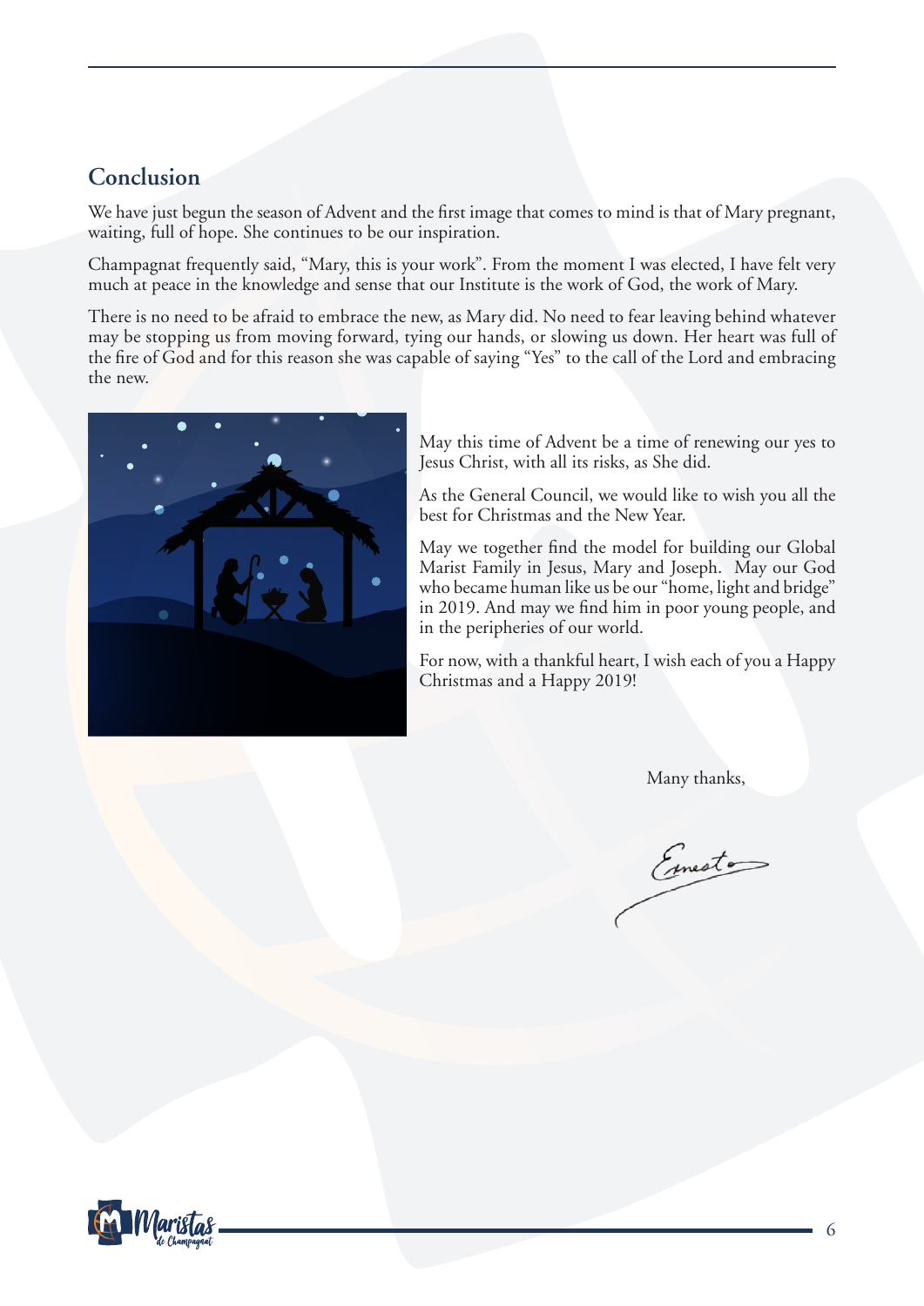## Conclusion

We have just begun the season of Advent and the first image that comes to mind is that of Mary pregnant, waiting, full of hope. She continues to be our inspiration.

Champagnat frequently said, "Mary, this is your work". From the moment I was elected, I have felt very much at peace in the knowledge and sense that our Institute is the work of God, the work of Mary.

There is no need to be afraid to embrace the new, as Mary did. No need to fear leaving behind whatever may be stopping us from moving forward, tying our hands, or slowing us down. Her heart was full of the fire of God and for this reason she was capable of saying "Yes" to the call of the Lord and embracing the new.

May this time of Advent be a time of renewing our yes to Jesus Christ, with all its risks, as She did.

As the General Council, we would like to wish you all the best for Christmas and the New Year.

May we together find the model for building our Global Marist Family in Jesus, Mary and Joseph. May our God who became human like us be our "home, light and bridge" in 2019. And may we find him in poor young people, and in the peripheries of our world.

For now, with a thankful heart, I wish each of you a Happy Christmas and a Happy 2019!

Many thanks,

Ernesto